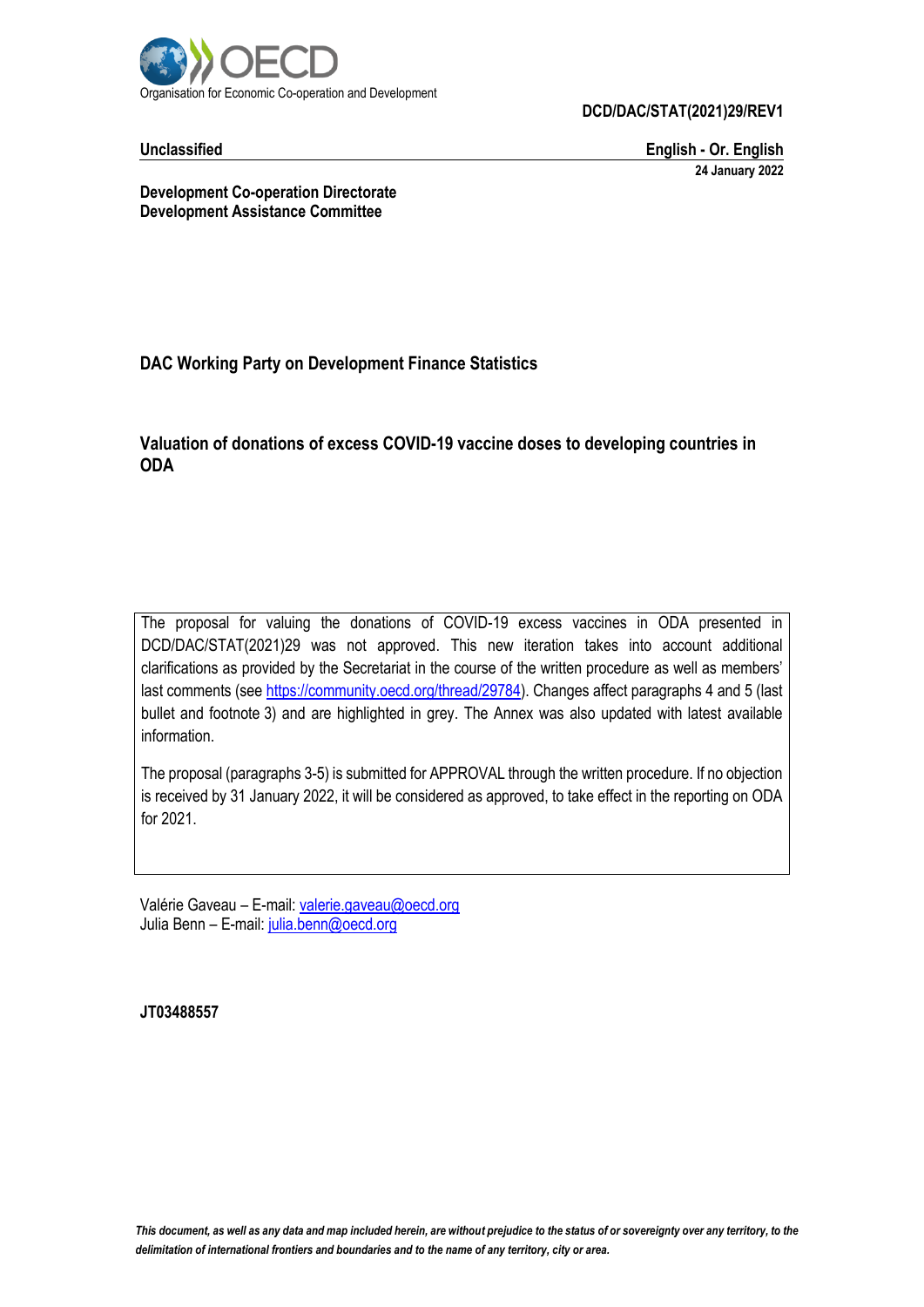Organisation for Economic Co-operation and Development

**DCD/DAC/STAT(2021)29/REV1**

**Unclassified** | **English - Or. English**

**24 January 2022**

**Development Co-operation Directorate**
**Development Assistance Committee**

**DAC Working Party on Development Finance Statistics**

# Valuation of donations of excess COVID-19 vaccine doses to developing countries in ODA

The proposal for valuing the donations of COVID-19 excess vaccines in ODA presented in DCD/DAC/STAT(2021)29 was not approved. This new iteration takes into account additional clarifications as provided by the Secretariat in the course of the written procedure as well as members' last comments (see [https://community.oecd.org/thread/29784](https://community.oecd.org/thread/29784)). Changes affect paragraphs 4 and 5 (last bullet and footnote 3) and are highlighted in grey. The Annex was also updated with latest available information.

The proposal (paragraphs 3-5) is submitted for APPROVAL through the written procedure. If no objection is received by 31 January 2022, it will be considered as approved, to take effect in the reporting on ODA for 2021.

Valérie Gaveau – E-mail: [valerie.gaveau@oecd.org](mailto:valerie.gaveau@oecd.org)
Julia Benn – E-mail: [julia.benn@oecd.org](mailto:julia.benn@oecd.org)

**JT03488557**

*This document, as well as any data and map included herein, are without prejudice to the status of or sovereignty over any territory, to the delimitation of international frontiers and boundaries and to the name of any territory, city or area.*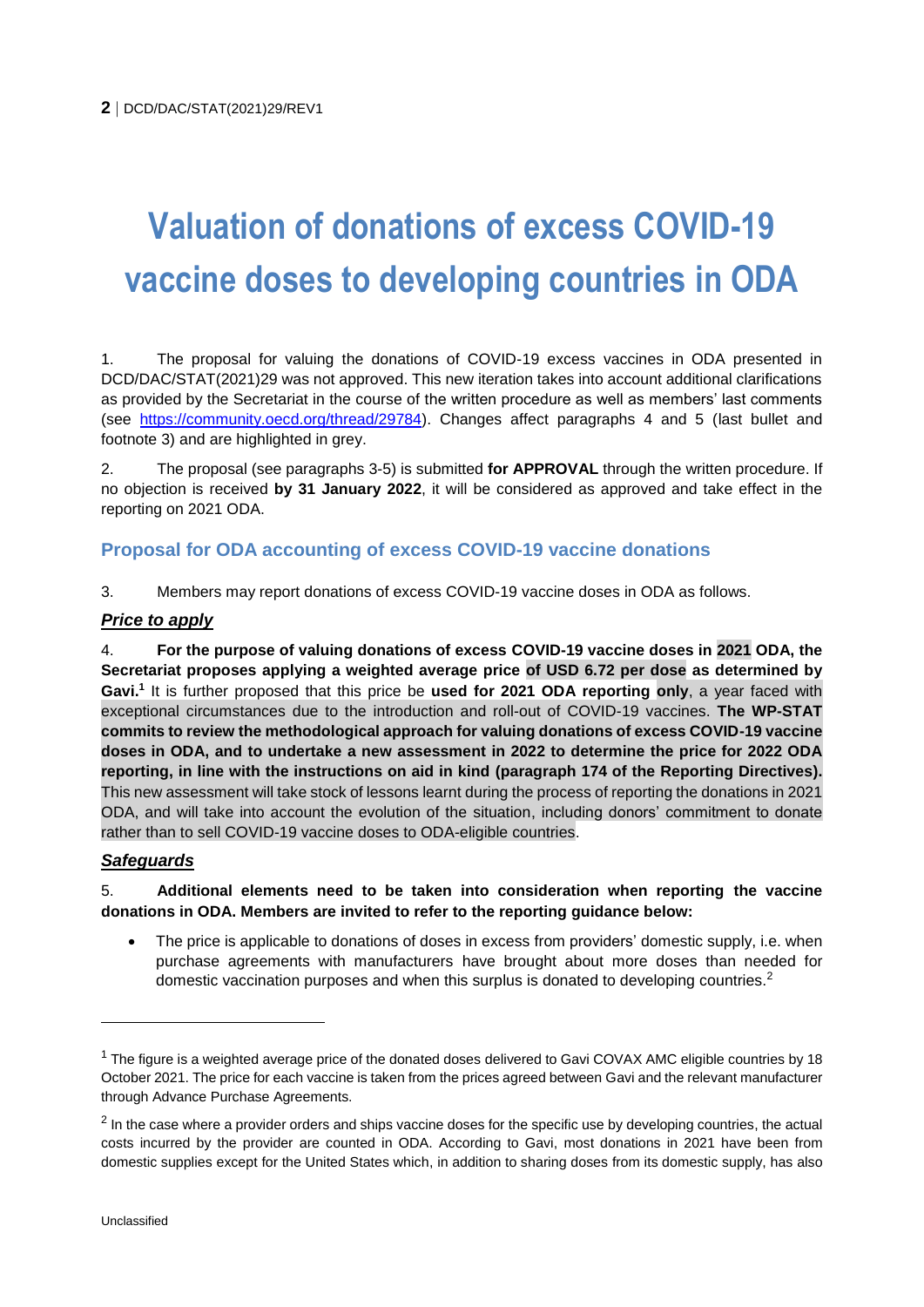# Valuation of donations of excess COVID-19 vaccine doses to developing countries in ODA

1. The proposal for valuing the donations of COVID-19 excess vaccines in ODA presented in DCD/DAC/STAT(2021)29 was not approved. This new iteration takes into account additional clarifications as provided by the Secretariat in the course of the written procedure as well as members' last comments (see https://community.oecd.org/thread/29784). Changes affect paragraphs 4 and 5 (last bullet and footnote 3) and are highlighted in grey.

2. The proposal (see paragraphs 3-5) is submitted **for APPROVAL** through the written procedure. If no objection is received **by 31 January 2022**, it will be considered as approved and take effect in the reporting on 2021 ODA.

## Proposal for ODA accounting of excess COVID-19 vaccine donations

3. Members may report donations of excess COVID-19 vaccine doses in ODA as follows.

***Price to apply***

4. **For the purpose of valuing donations of excess COVID-19 vaccine doses in 2021 ODA, the Secretariat proposes applying a weighted average price of USD 6.72 per dose as determined by Gavi.**[1] It is further proposed that this price be **used for 2021 ODA reporting only**, a year faced with exceptional circumstances due to the introduction and roll-out of COVID-19 vaccines. **The WP-STAT commits to review the methodological approach for valuing donations of excess COVID-19 vaccine doses in ODA, and to undertake a new assessment in 2022 to determine the price for 2022 ODA reporting, in line with the instructions on aid in kind (paragraph 174 of the Reporting Directives).** This new assessment will take stock of lessons learnt during the process of reporting the donations in 2021 ODA, and will take into account the evolution of the situation, including donors' commitment to donate rather than to sell COVID-19 vaccine doses to ODA-eligible countries.

***Safeguards***

5. **Additional elements need to be taken into consideration when reporting the vaccine donations in ODA. Members are invited to refer to the reporting guidance below:**

- The price is applicable to donations of doses in excess from providers' domestic supply, i.e. when purchase agreements with manufacturers have brought about more doses than needed for domestic vaccination purposes and when this surplus is donated to developing countries.[2]

---

[1] The figure is a weighted average price of the donated doses delivered to Gavi COVAX AMC eligible countries by 18 October 2021. The price for each vaccine is taken from the prices agreed between Gavi and the relevant manufacturer through Advance Purchase Agreements.

[2] In the case where a provider orders and ships vaccine doses for the specific use by developing countries, the actual costs incurred by the provider are counted in ODA. According to Gavi, most donations in 2021 have been from domestic supplies except for the United States which, in addition to sharing doses from its domestic supply, has also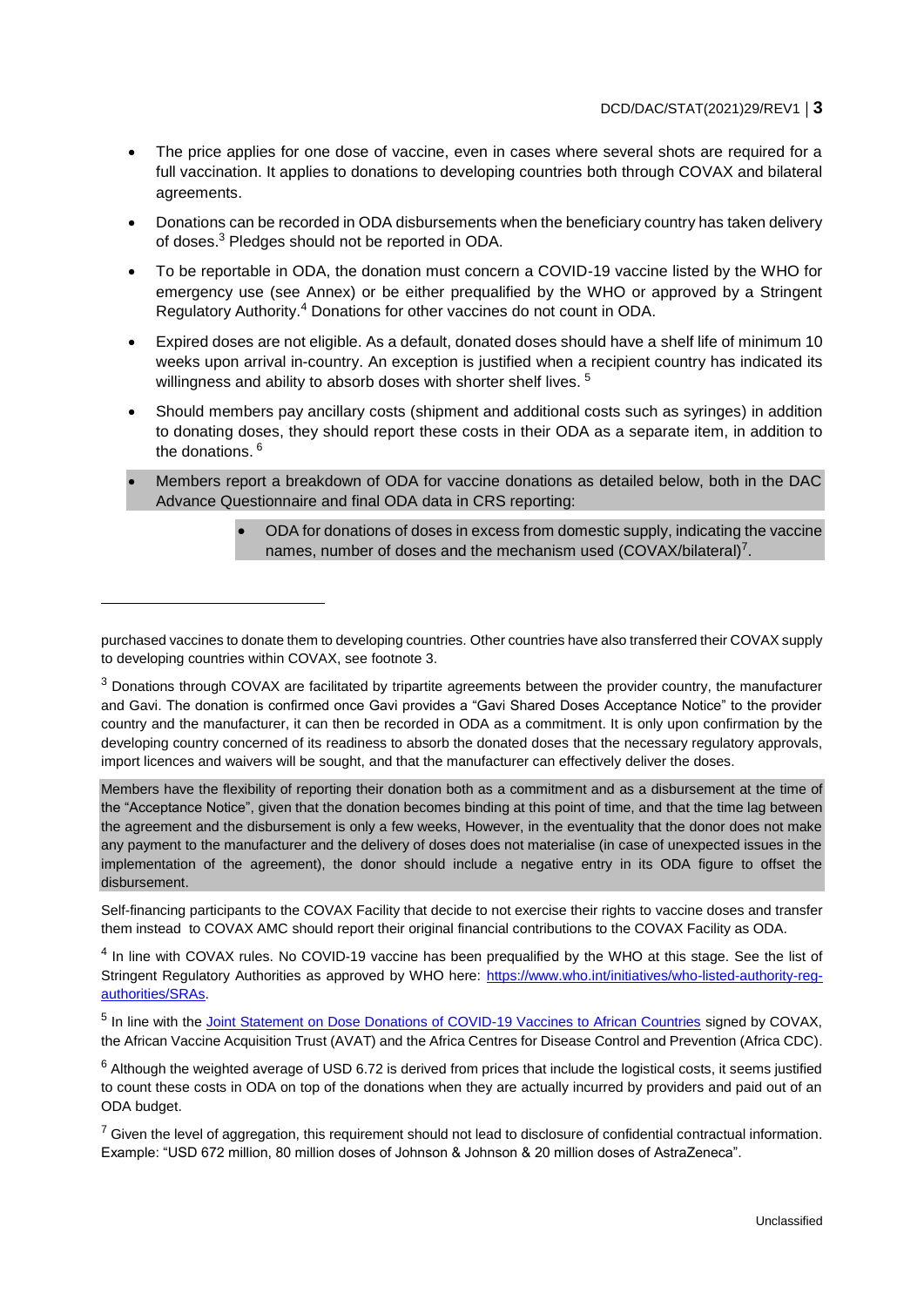- The price applies for one dose of vaccine, even in cases where several shots are required for a full vaccination. It applies to donations to developing countries both through COVAX and bilateral agreements.
- Donations can be recorded in ODA disbursements when the beneficiary country has taken delivery of doses.[3] Pledges should not be reported in ODA.
- To be reportable in ODA, the donation must concern a COVID-19 vaccine listed by the WHO for emergency use (see Annex) or be either prequalified by the WHO or approved by a Stringent Regulatory Authority.[4] Donations for other vaccines do not count in ODA.
- Expired doses are not eligible. As a default, donated doses should have a shelf life of minimum 10 weeks upon arrival in-country. An exception is justified when a recipient country has indicated its willingness and ability to absorb doses with shorter shelf lives. [5]
- Should members pay ancillary costs (shipment and additional costs such as syringes) in addition to donating doses, they should report these costs in their ODA as a separate item, in addition to the donations. [6]
- Members report a breakdown of ODA for vaccine donations as detailed below, both in the DAC Advance Questionnaire and final ODA data in CRS reporting:
    - ODA for donations of doses in excess from domestic supply, indicating the vaccine names, number of doses and the mechanism used (COVAX/bilateral)[7].

---

purchased vaccines to donate them to developing countries. Other countries have also transferred their COVAX supply to developing countries within COVAX, see footnote 3.

[3] Donations through COVAX are facilitated by tripartite agreements between the provider country, the manufacturer and Gavi. The donation is confirmed once Gavi provides a "Gavi Shared Doses Acceptance Notice" to the provider country and the manufacturer, it can then be recorded in ODA as a commitment. It is only upon confirmation by the developing country concerned of its readiness to absorb the donated doses that the necessary regulatory approvals, import licences and waivers will be sought, and that the manufacturer can effectively deliver the doses.

Members have the flexibility of reporting their donation both as a commitment and as a disbursement at the time of the "Acceptance Notice", given that the donation becomes binding at this point of time, and that the time lag between the agreement and the disbursement is only a few weeks, However, in the eventuality that the donor does not make any payment to the manufacturer and the delivery of doses does not materialise (in case of unexpected issues in the implementation of the agreement), the donor should include a negative entry in its ODA figure to offset the disbursement.

Self-financing participants to the COVAX Facility that decide to not exercise their rights to vaccine doses and transfer them instead to COVAX AMC should report their original financial contributions to the COVAX Facility as ODA.

[4] In line with COVAX rules. No COVID-19 vaccine has been prequalified by the WHO at this stage. See the list of Stringent Regulatory Authorities as approved by WHO here: https://www.who.int/initiatives/who-listed-authority-reg-authorities/SRAs.

[5] In line with the Joint Statement on Dose Donations of COVID-19 Vaccines to African Countries signed by COVAX, the African Vaccine Acquisition Trust (AVAT) and the Africa Centres for Disease Control and Prevention (Africa CDC).

[6] Although the weighted average of USD 6.72 is derived from prices that include the logistical costs, it seems justified to count these costs in ODA on top of the donations when they are actually incurred by providers and paid out of an ODA budget.

[7] Given the level of aggregation, this requirement should not lead to disclosure of confidential contractual information. Example: "USD 672 million, 80 million doses of Johnson & Johnson & 20 million doses of AstraZeneca".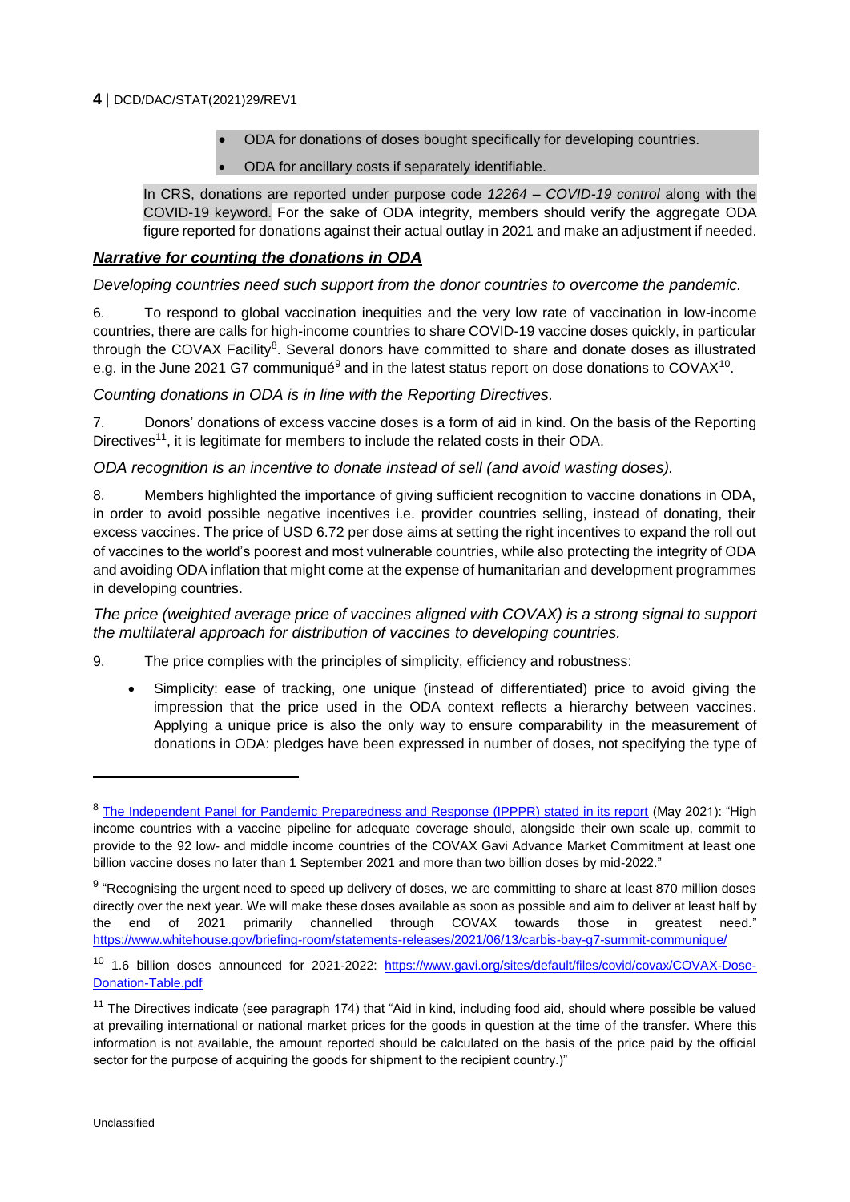- ODA for donations of doses bought specifically for developing countries.
- ODA for ancillary costs if separately identifiable.

In CRS, donations are reported under purpose code *12264 – COVID-19 control* along with the COVID-19 keyword. For the sake of ODA integrity, members should verify the aggregate ODA figure reported for donations against their actual outlay in 2021 and make an adjustment if needed.

### ***Narrative for counting the donations in ODA***

*Developing countries need such support from the donor countries to overcome the pandemic.*

6. To respond to global vaccination inequities and the very low rate of vaccination in low-income countries, there are calls for high-income countries to share COVID-19 vaccine doses quickly, in particular through the COVAX Facility[8]. Several donors have committed to share and donate doses as illustrated e.g. in the June 2021 G7 communiqué[9] and in the latest status report on dose donations to COVAX[10].

*Counting donations in ODA is in line with the Reporting Directives.*

7. Donors' donations of excess vaccine doses is a form of aid in kind. On the basis of the Reporting Directives[11], it is legitimate for members to include the related costs in their ODA.

*ODA recognition is an incentive to donate instead of sell (and avoid wasting doses).*

8. Members highlighted the importance of giving sufficient recognition to vaccine donations in ODA, in order to avoid possible negative incentives i.e. provider countries selling, instead of donating, their excess vaccines. The price of USD 6.72 per dose aims at setting the right incentives to expand the roll out of vaccines to the world's poorest and most vulnerable countries, while also protecting the integrity of ODA and avoiding ODA inflation that might come at the expense of humanitarian and development programmes in developing countries.

*The price (weighted average price of vaccines aligned with COVAX) is a strong signal to support the multilateral approach for distribution of vaccines to developing countries.*

9. The price complies with the principles of simplicity, efficiency and robustness:

- Simplicity: ease of tracking, one unique (instead of differentiated) price to avoid giving the impression that the price used in the ODA context reflects a hierarchy between vaccines. Applying a unique price is also the only way to ensure comparability in the measurement of donations in ODA: pledges have been expressed in number of doses, not specifying the type of

---

[8] [The Independent Panel for Pandemic Preparedness and Response (IPPPR) stated in its report](#) (May 2021): "High income countries with a vaccine pipeline for adequate coverage should, alongside their own scale up, commit to provide to the 92 low- and middle income countries of the COVAX Gavi Advance Market Commitment at least one billion vaccine doses no later than 1 September 2021 and more than two billion doses by mid-2022."

[9] "Recognising the urgent need to speed up delivery of doses, we are committing to share at least 870 million doses directly over the next year. We will make these doses available as soon as possible and aim to deliver at least half by the end of 2021 primarily channelled through COVAX towards those in greatest need." https://www.whitehouse.gov/briefing-room/statements-releases/2021/06/13/carbis-bay-g7-summit-communique/

[10] 1.6 billion doses announced for 2021-2022: https://www.gavi.org/sites/default/files/covid/covax/COVAX-Dose-Donation-Table.pdf

[11] The Directives indicate (see paragraph 174) that "Aid in kind, including food aid, should where possible be valued at prevailing international or national market prices for the goods in question at the time of the transfer. Where this information is not available, the amount reported should be calculated on the basis of the price paid by the official sector for the purpose of acquiring the goods for shipment to the recipient country.)"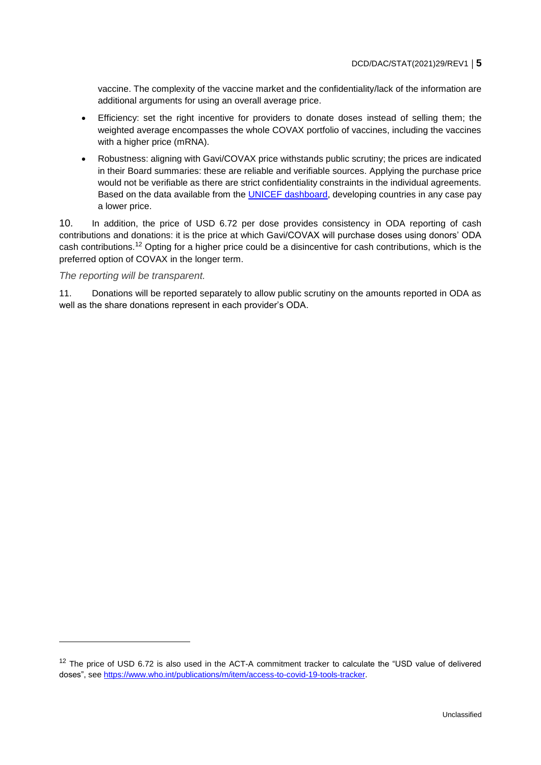vaccine. The complexity of the vaccine market and the confidentiality/lack of the information are additional arguments for using an overall average price.

- Efficiency: set the right incentive for providers to donate doses instead of selling them; the weighted average encompasses the whole COVAX portfolio of vaccines, including the vaccines with a higher price (mRNA).
- Robustness: aligning with Gavi/COVAX price withstands public scrutiny; the prices are indicated in their Board summaries: these are reliable and verifiable sources. Applying the purchase price would not be verifiable as there are strict confidentiality constraints in the individual agreements. Based on the data available from the [UNICEF dashboard](), developing countries in any case pay a lower price.

10. In addition, the price of USD 6.72 per dose provides consistency in ODA reporting of cash contributions and donations: it is the price at which Gavi/COVAX will purchase doses using donors' ODA cash contributions.[12] Opting for a higher price could be a disincentive for cash contributions, which is the preferred option of COVAX in the longer term.

*The reporting will be transparent.*

11. Donations will be reported separately to allow public scrutiny on the amounts reported in ODA as well as the share donations represent in each provider's ODA.

---

[12] The price of USD 6.72 is also used in the ACT-A commitment tracker to calculate the "USD value of delivered doses", see https://www.who.int/publications/m/item/access-to-covid-19-tools-tracker.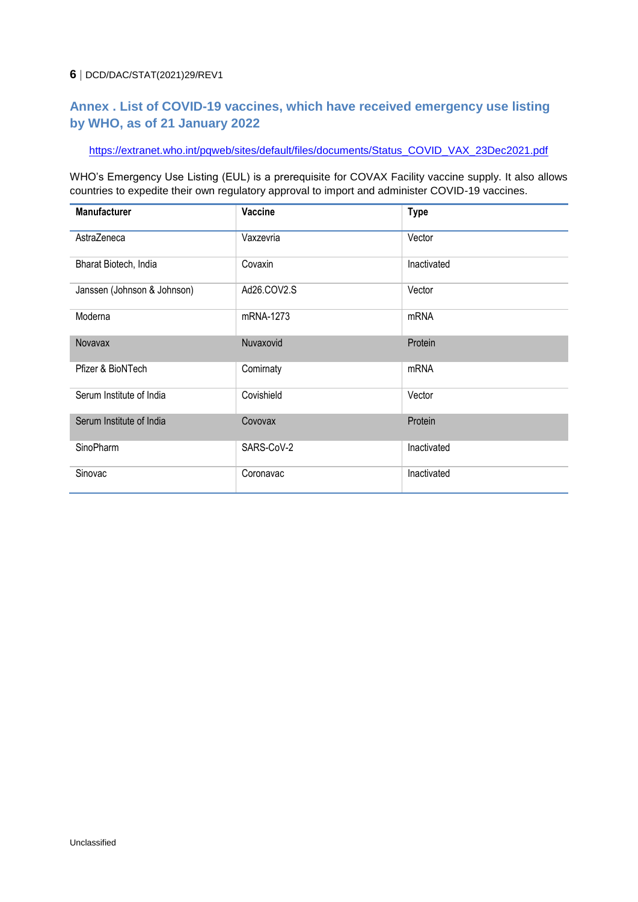## Annex . List of COVID-19 vaccines, which have received emergency use listing by WHO, as of 21 January 2022

https://extranet.who.int/pqweb/sites/default/files/documents/Status_COVID_VAX_23Dec2021.pdf

WHO's Emergency Use Listing (EUL) is a prerequisite for COVAX Facility vaccine supply. It also allows countries to expedite their own regulatory approval to import and administer COVID-19 vaccines.

| Manufacturer | Vaccine | Type |
| --- | --- | --- |
| AstraZeneca | Vaxzevria | Vector |
| Bharat Biotech, India | Covaxin | Inactivated |
| Janssen (Johnson & Johnson) | Ad26.COV2.S | Vector |
| Moderna | mRNA-1273 | mRNA |
| Novavax | Nuvaxovid | Protein |
| Pfizer & BioNTech | Comirnaty | mRNA |
| Serum Institute of India | Covishield | Vector |
| Serum Institute of India | Covovax | Protein |
| SinoPharm | SARS-CoV-2 | Inactivated |
| Sinovac | Coronavac | Inactivated |